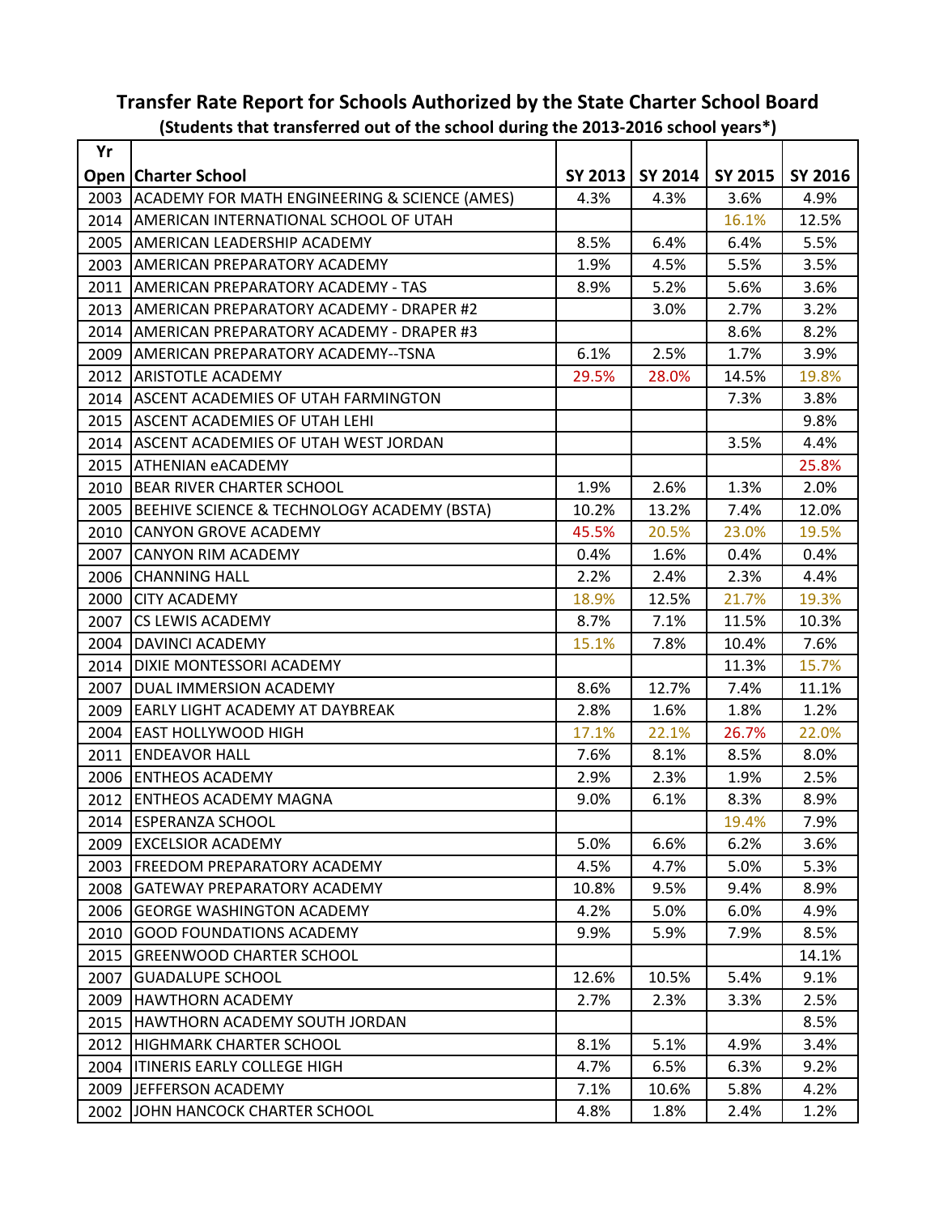# Transfer Rate Report for Schools Authorized by the State Charter School Board

**(Students that transferred out of the school during the 2013-2016 school years*)**

| Yr Open | Charter School | SY 2013 | SY 2014 | SY 2015 | SY 2016 |
|---|---|---|---|---|---|
| 2003 | ACADEMY FOR MATH ENGINEERING & SCIENCE (AMES) | 4.3% | 4.3% | 3.6% | 4.9% |
| 2014 | AMERICAN INTERNATIONAL SCHOOL OF UTAH | | | 16.1% | 12.5% |
| 2005 | AMERICAN LEADERSHIP ACADEMY | 8.5% | 6.4% | 6.4% | 5.5% |
| 2003 | AMERICAN PREPARATORY ACADEMY | 1.9% | 4.5% | 5.5% | 3.5% |
| 2011 | AMERICAN PREPARATORY ACADEMY - TAS | 8.9% | 5.2% | 5.6% | 3.6% |
| 2013 | AMERICAN PREPARATORY ACADEMY - DRAPER #2 | | 3.0% | 2.7% | 3.2% |
| 2014 | AMERICAN PREPARATORY ACADEMY - DRAPER #3 | | | 8.6% | 8.2% |
| 2009 | AMERICAN PREPARATORY ACADEMY--TSNA | 6.1% | 2.5% | 1.7% | 3.9% |
| 2012 | ARISTOTLE ACADEMY | 29.5% | 28.0% | 14.5% | 19.8% |
| 2014 | ASCENT ACADEMIES OF UTAH FARMINGTON | | | 7.3% | 3.8% |
| 2015 | ASCENT ACADEMIES OF UTAH LEHI | | | | 9.8% |
| 2014 | ASCENT ACADEMIES OF UTAH WEST JORDAN | | | 3.5% | 4.4% |
| 2015 | ATHENIAN eACADEMY | | | | 25.8% |
| 2010 | BEAR RIVER CHARTER SCHOOL | 1.9% | 2.6% | 1.3% | 2.0% |
| 2005 | BEEHIVE SCIENCE & TECHNOLOGY ACADEMY (BSTA) | 10.2% | 13.2% | 7.4% | 12.0% |
| 2010 | CANYON GROVE ACADEMY | 45.5% | 20.5% | 23.0% | 19.5% |
| 2007 | CANYON RIM ACADEMY | 0.4% | 1.6% | 0.4% | 0.4% |
| 2006 | CHANNING HALL | 2.2% | 2.4% | 2.3% | 4.4% |
| 2000 | CITY ACADEMY | 18.9% | 12.5% | 21.7% | 19.3% |
| 2007 | CS LEWIS ACADEMY | 8.7% | 7.1% | 11.5% | 10.3% |
| 2004 | DAVINCI ACADEMY | 15.1% | 7.8% | 10.4% | 7.6% |
| 2014 | DIXIE MONTESSORI ACADEMY | | | 11.3% | 15.7% |
| 2007 | DUAL IMMERSION ACADEMY | 8.6% | 12.7% | 7.4% | 11.1% |
| 2009 | EARLY LIGHT ACADEMY AT DAYBREAK | 2.8% | 1.6% | 1.8% | 1.2% |
| 2004 | EAST HOLLYWOOD HIGH | 17.1% | 22.1% | 26.7% | 22.0% |
| 2011 | ENDEAVOR HALL | 7.6% | 8.1% | 8.5% | 8.0% |
| 2006 | ENTHEOS ACADEMY | 2.9% | 2.3% | 1.9% | 2.5% |
| 2012 | ENTHEOS ACADEMY MAGNA | 9.0% | 6.1% | 8.3% | 8.9% |
| 2014 | ESPERANZA SCHOOL | | | 19.4% | 7.9% |
| 2009 | EXCELSIOR ACADEMY | 5.0% | 6.6% | 6.2% | 3.6% |
| 2003 | FREEDOM PREPARATORY ACADEMY | 4.5% | 4.7% | 5.0% | 5.3% |
| 2008 | GATEWAY PREPARATORY ACADEMY | 10.8% | 9.5% | 9.4% | 8.9% |
| 2006 | GEORGE WASHINGTON ACADEMY | 4.2% | 5.0% | 6.0% | 4.9% |
| 2010 | GOOD FOUNDATIONS ACADEMY | 9.9% | 5.9% | 7.9% | 8.5% |
| 2015 | GREENWOOD CHARTER SCHOOL | | | | 14.1% |
| 2007 | GUADALUPE SCHOOL | 12.6% | 10.5% | 5.4% | 9.1% |
| 2009 | HAWTHORN ACADEMY | 2.7% | 2.3% | 3.3% | 2.5% |
| 2015 | HAWTHORN ACADEMY SOUTH JORDAN | | | | 8.5% |
| 2012 | HIGHMARK CHARTER SCHOOL | 8.1% | 5.1% | 4.9% | 3.4% |
| 2004 | ITINERIS EARLY COLLEGE HIGH | 4.7% | 6.5% | 6.3% | 9.2% |
| 2009 | JEFFERSON ACADEMY | 7.1% | 10.6% | 5.8% | 4.2% |
| 2002 | JOHN HANCOCK CHARTER SCHOOL | 4.8% | 1.8% | 2.4% | 1.2% |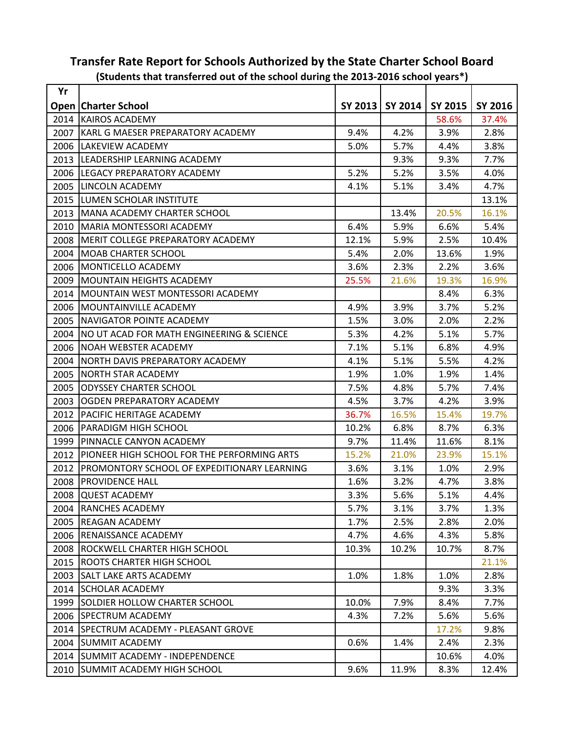## Transfer Rate Report for Schools Authorized by the State Charter School Board

**(Students that transferred out of the school during the 2013-2016 school years*)**

| Yr Open | Charter School | SY 2013 | SY 2014 | SY 2015 | SY 2016 |
|---|---|---|---|---|---|
| 2014 | KAIROS ACADEMY | | | 58.6% | 37.4% |
| 2007 | KARL G MAESER PREPARATORY ACADEMY | 9.4% | 4.2% | 3.9% | 2.8% |
| 2006 | LAKEVIEW ACADEMY | 5.0% | 5.7% | 4.4% | 3.8% |
| 2013 | LEADERSHIP LEARNING ACADEMY | | 9.3% | 9.3% | 7.7% |
| 2006 | LEGACY PREPARATORY ACADEMY | 5.2% | 5.2% | 3.5% | 4.0% |
| 2005 | LINCOLN ACADEMY | 4.1% | 5.1% | 3.4% | 4.7% |
| 2015 | LUMEN SCHOLAR INSTITUTE | | | | 13.1% |
| 2013 | MANA ACADEMY CHARTER SCHOOL | | 13.4% | 20.5% | 16.1% |
| 2010 | MARIA MONTESSORI ACADEMY | 6.4% | 5.9% | 6.6% | 5.4% |
| 2008 | MERIT COLLEGE PREPARATORY ACADEMY | 12.1% | 5.9% | 2.5% | 10.4% |
| 2004 | MOAB CHARTER SCHOOL | 5.4% | 2.0% | 13.6% | 1.9% |
| 2006 | MONTICELLO ACADEMY | 3.6% | 2.3% | 2.2% | 3.6% |
| 2009 | MOUNTAIN HEIGHTS ACADEMY | 25.5% | 21.6% | 19.3% | 16.9% |
| 2014 | MOUNTAIN WEST MONTESSORI ACADEMY | | | 8.4% | 6.3% |
| 2006 | MOUNTAINVILLE ACADEMY | 4.9% | 3.9% | 3.7% | 5.2% |
| 2005 | NAVIGATOR POINTE ACADEMY | 1.5% | 3.0% | 2.0% | 2.2% |
| 2004 | NO UT ACAD FOR MATH ENGINEERING & SCIENCE | 5.3% | 4.2% | 5.1% | 5.7% |
| 2006 | NOAH WEBSTER ACADEMY | 7.1% | 5.1% | 6.8% | 4.9% |
| 2004 | NORTH DAVIS PREPARATORY ACADEMY | 4.1% | 5.1% | 5.5% | 4.2% |
| 2005 | NORTH STAR ACADEMY | 1.9% | 1.0% | 1.9% | 1.4% |
| 2005 | ODYSSEY CHARTER SCHOOL | 7.5% | 4.8% | 5.7% | 7.4% |
| 2003 | OGDEN PREPARATORY ACADEMY | 4.5% | 3.7% | 4.2% | 3.9% |
| 2012 | PACIFIC HERITAGE ACADEMY | 36.7% | 16.5% | 15.4% | 19.7% |
| 2006 | PARADIGM HIGH SCHOOL | 10.2% | 6.8% | 8.7% | 6.3% |
| 1999 | PINNACLE CANYON ACADEMY | 9.7% | 11.4% | 11.6% | 8.1% |
| 2012 | PIONEER HIGH SCHOOL FOR THE PERFORMING ARTS | 15.2% | 21.0% | 23.9% | 15.1% |
| 2012 | PROMONTORY SCHOOL OF EXPEDITIONARY LEARNING | 3.6% | 3.1% | 1.0% | 2.9% |
| 2008 | PROVIDENCE HALL | 1.6% | 3.2% | 4.7% | 3.8% |
| 2008 | QUEST ACADEMY | 3.3% | 5.6% | 5.1% | 4.4% |
| 2004 | RANCHES ACADEMY | 5.7% | 3.1% | 3.7% | 1.3% |
| 2005 | REAGAN ACADEMY | 1.7% | 2.5% | 2.8% | 2.0% |
| 2006 | RENAISSANCE ACADEMY | 4.7% | 4.6% | 4.3% | 5.8% |
| 2008 | ROCKWELL CHARTER HIGH SCHOOL | 10.3% | 10.2% | 10.7% | 8.7% |
| 2015 | ROOTS CHARTER HIGH SCHOOL | | | | 21.1% |
| 2003 | SALT LAKE ARTS ACADEMY | 1.0% | 1.8% | 1.0% | 2.8% |
| 2014 | SCHOLAR ACADEMY | | | 9.3% | 3.3% |
| 1999 | SOLDIER HOLLOW CHARTER SCHOOL | 10.0% | 7.9% | 8.4% | 7.7% |
| 2006 | SPECTRUM ACADEMY | 4.3% | 7.2% | 5.6% | 5.6% |
| 2014 | SPECTRUM ACADEMY - PLEASANT GROVE | | | 17.2% | 9.8% |
| 2004 | SUMMIT ACADEMY | 0.6% | 1.4% | 2.4% | 2.3% |
| 2014 | SUMMIT ACADEMY - INDEPENDENCE | | | 10.6% | 4.0% |
| 2010 | SUMMIT ACADEMY HIGH SCHOOL | 9.6% | 11.9% | 8.3% | 12.4% |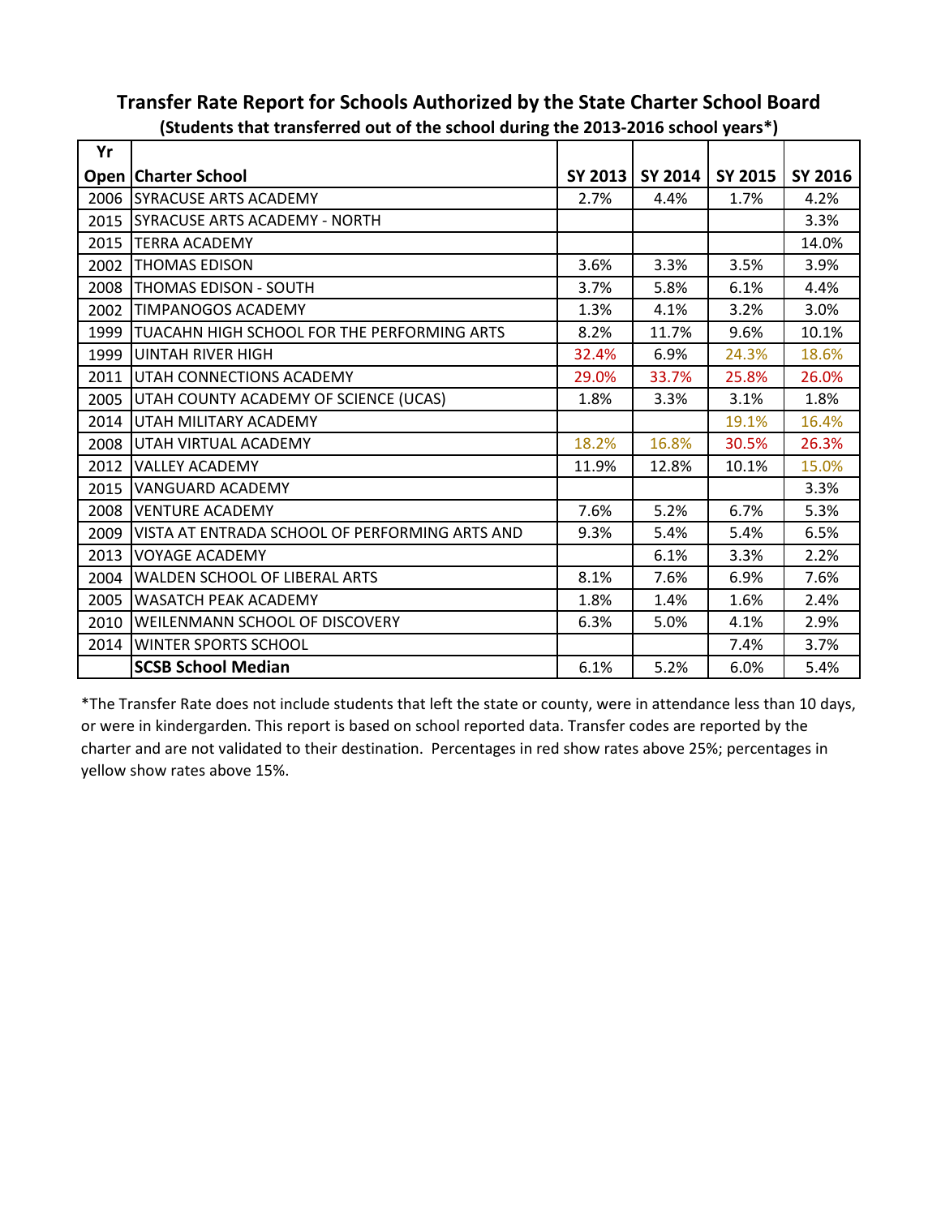## Transfer Rate Report for Schools Authorized by the State Charter School Board

**(Students that transferred out of the school during the 2013-2016 school years*)**

| Yr Open | Charter School | SY 2013 | SY 2014 | SY 2015 | SY 2016 |
|---|---|---|---|---|---|
| 2006 | SYRACUSE ARTS ACADEMY | 2.7% | 4.4% | 1.7% | 4.2% |
| 2015 | SYRACUSE ARTS ACADEMY - NORTH | | | | 3.3% |
| 2015 | TERRA ACADEMY | | | | 14.0% |
| 2002 | THOMAS EDISON | 3.6% | 3.3% | 3.5% | 3.9% |
| 2008 | THOMAS EDISON - SOUTH | 3.7% | 5.8% | 6.1% | 4.4% |
| 2002 | TIMPANOGOS ACADEMY | 1.3% | 4.1% | 3.2% | 3.0% |
| 1999 | TUACAHN HIGH SCHOOL FOR THE PERFORMING ARTS | 8.2% | 11.7% | 9.6% | 10.1% |
| 1999 | UINTAH RIVER HIGH | 32.4% | 6.9% | 24.3% | 18.6% |
| 2011 | UTAH CONNECTIONS ACADEMY | 29.0% | 33.7% | 25.8% | 26.0% |
| 2005 | UTAH COUNTY ACADEMY OF SCIENCE (UCAS) | 1.8% | 3.3% | 3.1% | 1.8% |
| 2014 | UTAH MILITARY ACADEMY | | | 19.1% | 16.4% |
| 2008 | UTAH VIRTUAL ACADEMY | 18.2% | 16.8% | 30.5% | 26.3% |
| 2012 | VALLEY ACADEMY | 11.9% | 12.8% | 10.1% | 15.0% |
| 2015 | VANGUARD ACADEMY | | | | 3.3% |
| 2008 | VENTURE ACADEMY | 7.6% | 5.2% | 6.7% | 5.3% |
| 2009 | VISTA AT ENTRADA SCHOOL OF PERFORMING ARTS AND | 9.3% | 5.4% | 5.4% | 6.5% |
| 2013 | VOYAGE ACADEMY | | 6.1% | 3.3% | 2.2% |
| 2004 | WALDEN SCHOOL OF LIBERAL ARTS | 8.1% | 7.6% | 6.9% | 7.6% |
| 2005 | WASATCH PEAK ACADEMY | 1.8% | 1.4% | 1.6% | 2.4% |
| 2010 | WEILENMANN SCHOOL OF DISCOVERY | 6.3% | 5.0% | 4.1% | 2.9% |
| 2014 | WINTER SPORTS SCHOOL | | | 7.4% | 3.7% |
| | **SCSB School Median** | 6.1% | 5.2% | 6.0% | 5.4% |

*The Transfer Rate does not include students that left the state or county, were in attendance less than 10 days, or were in kindergarden. This report is based on school reported data. Transfer codes are reported by the charter and are not validated to their destination. Percentages in red show rates above 25%; percentages in yellow show rates above 15%.